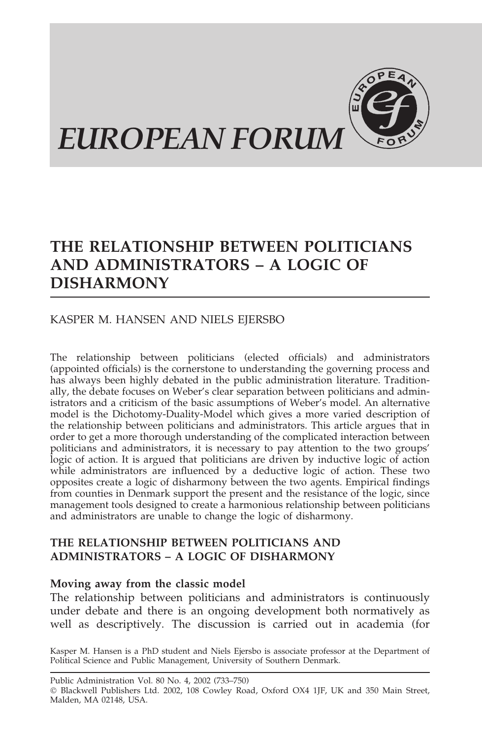# EUROPEAN FORUM

## THE RELATIONSHIP BETWEEN POLITICIANS AND ADMINISTRATORS – A LOGIC OF DISHARMONY

KASPER M. HANSEN AND NIELS EJERSBO

The relationship between politicians (elected officials) and administrators (appointed officials) is the cornerstone to understanding the governing process and has always been highly debated in the public administration literature. Traditionally, the debate focuses on Weber's clear separation between politicians and administrators and a criticism of the basic assumptions of Weber's model. An alternative model is the Dichotomy-Duality-Model which gives a more varied description of the relationship between politicians and administrators. This article argues that in order to get a more thorough understanding of the complicated interaction between politicians and administrators, it is necessary to pay attention to the two groups' logic of action. It is argued that politicians are driven by inductive logic of action while administrators are influenced by a deductive logic of action. These two opposites create a logic of disharmony between the two agents. Empirical findings from counties in Denmark support the present and the resistance of the logic, since management tools designed to create a harmonious relationship between politicians and administrators are unable to change the logic of disharmony.

### THE RELATIONSHIP BETWEEN POLITICIANS AND ADMINISTRATORS – A LOGIC OF DISHARMONY

#### Moving away from the classic model

The relationship between politicians and administrators is continuously under debate and there is an ongoing development both normatively as well as descriptively. The discussion is carried out in academia (for

Kasper M. Hansen is a PhD student and Niels Ejersbo is associate professor at the Department of Political Science and Public Management, University of Southern Denmark.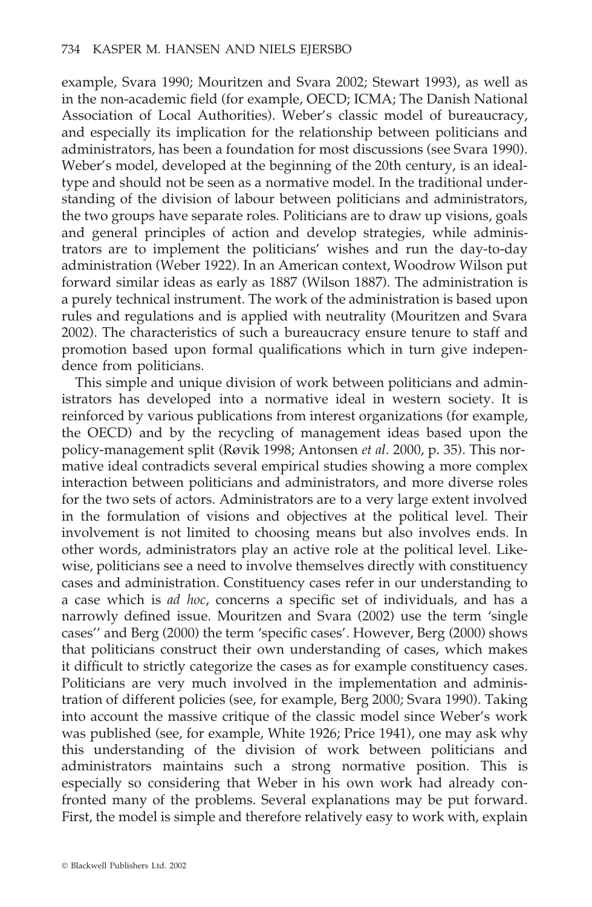example, Svara 1990; Mouritzen and Svara 2002; Stewart 1993), as well as in the non-academic field (for example, OECD; ICMA; The Danish National Association of Local Authorities). Weber's classic model of bureaucracy, and especially its implication for the relationship between politicians and administrators, has been a foundation for most discussions (see Svara 1990). Weber's model, developed at the beginning of the 20th century, is an ideal-type and should not be seen as a normative model. In the traditional understanding of the division of labour between politicians and administrators, the two groups have separate roles. Politicians are to draw up visions, goals and general principles of action and develop strategies, while administrators are to implement the politicians' wishes and run the day-to-day administration (Weber 1922). In an American context, Woodrow Wilson put forward similar ideas as early as 1887 (Wilson 1887). The administration is a purely technical instrument. The work of the administration is based upon rules and regulations and is applied with neutrality (Mouritzen and Svara 2002). The characteristics of such a bureaucracy ensure tenure to staff and promotion based upon formal qualifications which in turn give independence from politicians.

This simple and unique division of work between politicians and administrators has developed into a normative ideal in western society. It is reinforced by various publications from interest organizations (for example, the OECD) and by the recycling of management ideas based upon the policy-management split (Røvik 1998; Antonsen *et al*. 2000, p. 35). This normative ideal contradicts several empirical studies showing a more complex interaction between politicians and administrators, and more diverse roles for the two sets of actors. Administrators are to a very large extent involved in the formulation of visions and objectives at the political level. Their involvement is not limited to choosing means but also involves ends. In other words, administrators play an active role at the political level. Likewise, politicians see a need to involve themselves directly with constituency cases and administration. Constituency cases refer in our understanding to a case which is *ad hoc*, concerns a specific set of individuals, and has a narrowly defined issue. Mouritzen and Svara (2002) use the term 'single cases'' and Berg (2000) the term 'specific cases'. However, Berg (2000) shows that politicians construct their own understanding of cases, which makes it difficult to strictly categorize the cases as for example constituency cases. Politicians are very much involved in the implementation and administration of different policies (see, for example, Berg 2000; Svara 1990). Taking into account the massive critique of the classic model since Weber's work was published (see, for example, White 1926; Price 1941), one may ask why this understanding of the division of work between politicians and administrators maintains such a strong normative position. This is especially so considering that Weber in his own work had already confronted many of the problems. Several explanations may be put forward. First, the model is simple and therefore relatively easy to work with, explain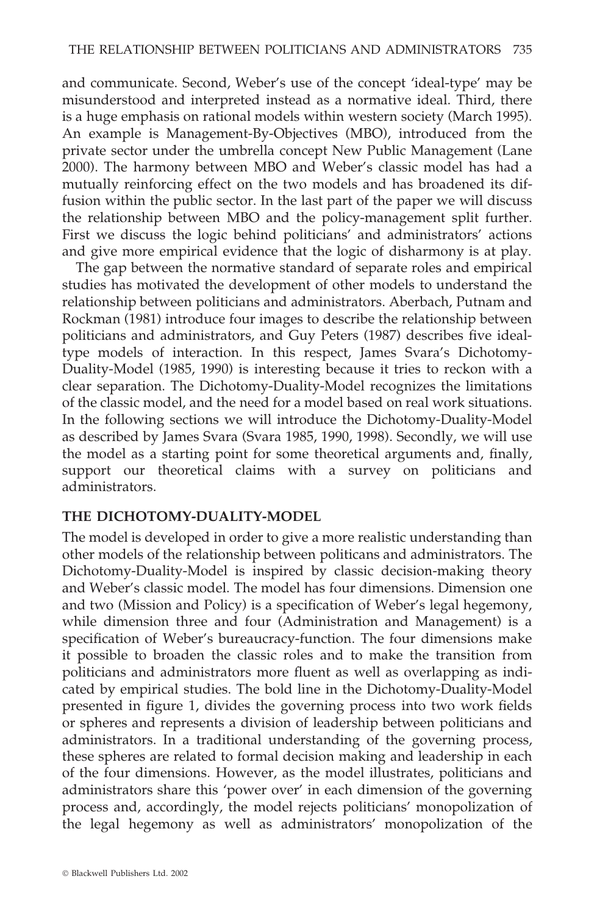and communicate. Second, Weber's use of the concept 'ideal-type' may be misunderstood and interpreted instead as a normative ideal. Third, there is a huge emphasis on rational models within western society (March 1995). An example is Management-By-Objectives (MBO), introduced from the private sector under the umbrella concept New Public Management (Lane 2000). The harmony between MBO and Weber's classic model has had a mutually reinforcing effect on the two models and has broadened its diffusion within the public sector. In the last part of the paper we will discuss the relationship between MBO and the policy-management split further. First we discuss the logic behind politicians' and administrators' actions and give more empirical evidence that the logic of disharmony is at play.

The gap between the normative standard of separate roles and empirical studies has motivated the development of other models to understand the relationship between politicians and administrators. Aberbach, Putnam and Rockman (1981) introduce four images to describe the relationship between politicians and administrators, and Guy Peters (1987) describes five ideal-type models of interaction. In this respect, James Svara's Dichotomy-Duality-Model (1985, 1990) is interesting because it tries to reckon with a clear separation. The Dichotomy-Duality-Model recognizes the limitations of the classic model, and the need for a model based on real work situations. In the following sections we will introduce the Dichotomy-Duality-Model as described by James Svara (Svara 1985, 1990, 1998). Secondly, we will use the model as a starting point for some theoretical arguments and, finally, support our theoretical claims with a survey on politicians and administrators.

## THE DICHOTOMY-DUALITY-MODEL

The model is developed in order to give a more realistic understanding than other models of the relationship between politicans and administrators. The Dichotomy-Duality-Model is inspired by classic decision-making theory and Weber's classic model. The model has four dimensions. Dimension one and two (Mission and Policy) is a specification of Weber's legal hegemony, while dimension three and four (Administration and Management) is a specification of Weber's bureaucracy-function. The four dimensions make it possible to broaden the classic roles and to make the transition from politicians and administrators more fluent as well as overlapping as indicated by empirical studies. The bold line in the Dichotomy-Duality-Model presented in figure 1, divides the governing process into two work fields or spheres and represents a division of leadership between politicians and administrators. In a traditional understanding of the governing process, these spheres are related to formal decision making and leadership in each of the four dimensions. However, as the model illustrates, politicians and administrators share this 'power over' in each dimension of the governing process and, accordingly, the model rejects politicians' monopolization of the legal hegemony as well as administrators' monopolization of the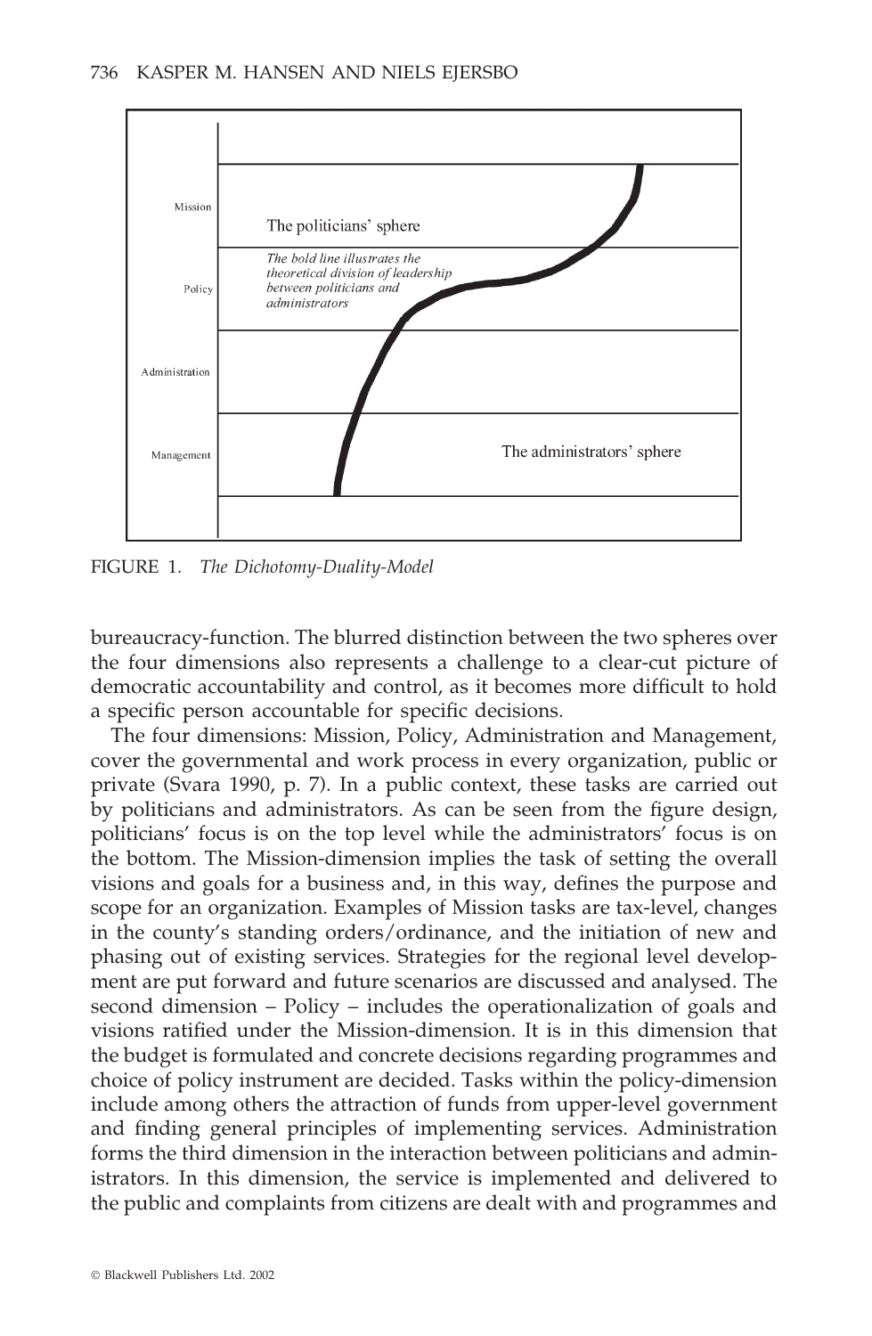FIGURE 1. *The Dichotomy-Duality-Model*

bureaucracy-function. The blurred distinction between the two spheres over the four dimensions also represents a challenge to a clear-cut picture of democratic accountability and control, as it becomes more difficult to hold a specific person accountable for specific decisions.

The four dimensions: Mission, Policy, Administration and Management, cover the governmental and work process in every organization, public or private (Svara 1990, p. 7). In a public context, these tasks are carried out by politicians and administrators. As can be seen from the figure design, politicians' focus is on the top level while the administrators' focus is on the bottom. The Mission-dimension implies the task of setting the overall visions and goals for a business and, in this way, defines the purpose and scope for an organization. Examples of Mission tasks are tax-level, changes in the county's standing orders/ordinance, and the initiation of new and phasing out of existing services. Strategies for the regional level development are put forward and future scenarios are discussed and analysed. The second dimension – Policy – includes the operationalization of goals and visions ratified under the Mission-dimension. It is in this dimension that the budget is formulated and concrete decisions regarding programmes and choice of policy instrument are decided. Tasks within the policy-dimension include among others the attraction of funds from upper-level government and finding general principles of implementing services. Administration forms the third dimension in the interaction between politicians and administrators. In this dimension, the service is implemented and delivered to the public and complaints from citizens are dealt with and programmes and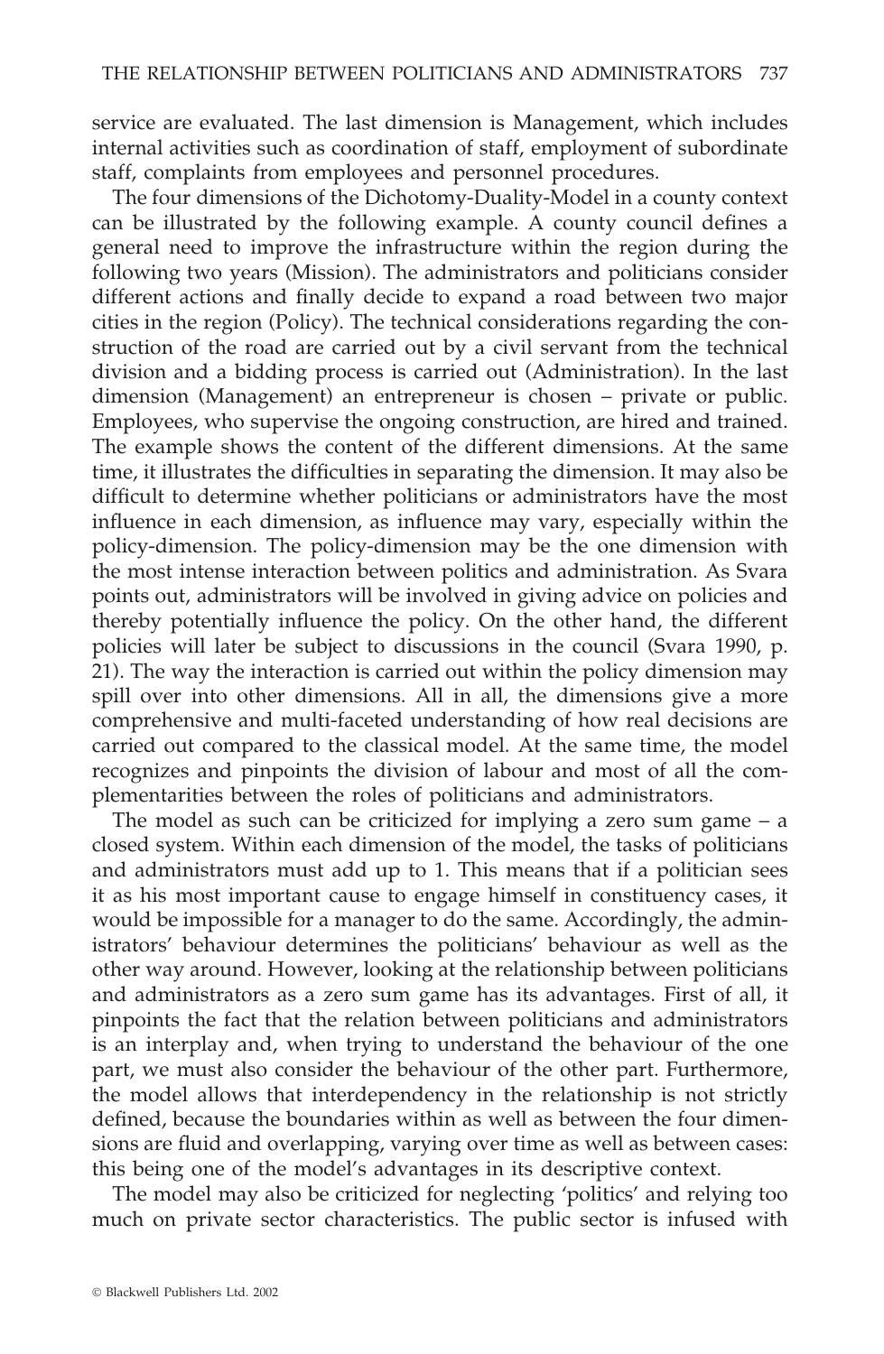service are evaluated. The last dimension is Management, which includes internal activities such as coordination of staff, employment of subordinate staff, complaints from employees and personnel procedures.

The four dimensions of the Dichotomy-Duality-Model in a county context can be illustrated by the following example. A county council defines a general need to improve the infrastructure within the region during the following two years (Mission). The administrators and politicians consider different actions and finally decide to expand a road between two major cities in the region (Policy). The technical considerations regarding the construction of the road are carried out by a civil servant from the technical division and a bidding process is carried out (Administration). In the last dimension (Management) an entrepreneur is chosen – private or public. Employees, who supervise the ongoing construction, are hired and trained. The example shows the content of the different dimensions. At the same time, it illustrates the difficulties in separating the dimension. It may also be difficult to determine whether politicians or administrators have the most influence in each dimension, as influence may vary, especially within the policy-dimension. The policy-dimension may be the one dimension with the most intense interaction between politics and administration. As Svara points out, administrators will be involved in giving advice on policies and thereby potentially influence the policy. On the other hand, the different policies will later be subject to discussions in the council (Svara 1990, p. 21). The way the interaction is carried out within the policy dimension may spill over into other dimensions. All in all, the dimensions give a more comprehensive and multi-faceted understanding of how real decisions are carried out compared to the classical model. At the same time, the model recognizes and pinpoints the division of labour and most of all the complementarities between the roles of politicians and administrators.

The model as such can be criticized for implying a zero sum game – a closed system. Within each dimension of the model, the tasks of politicians and administrators must add up to 1. This means that if a politician sees it as his most important cause to engage himself in constituency cases, it would be impossible for a manager to do the same. Accordingly, the administrators' behaviour determines the politicians' behaviour as well as the other way around. However, looking at the relationship between politicians and administrators as a zero sum game has its advantages. First of all, it pinpoints the fact that the relation between politicians and administrators is an interplay and, when trying to understand the behaviour of the one part, we must also consider the behaviour of the other part. Furthermore, the model allows that interdependency in the relationship is not strictly defined, because the boundaries within as well as between the four dimensions are fluid and overlapping, varying over time as well as between cases: this being one of the model's advantages in its descriptive context.

The model may also be criticized for neglecting 'politics' and relying too much on private sector characteristics. The public sector is infused with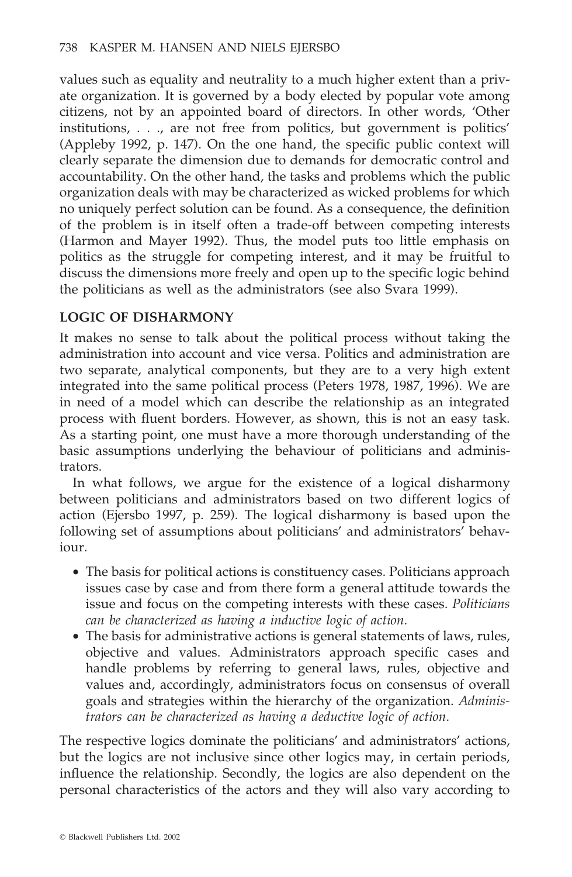values such as equality and neutrality to a much higher extent than a private organization. It is governed by a body elected by popular vote among citizens, not by an appointed board of directors. In other words, 'Other institutions, . . ., are not free from politics, but government is politics' (Appleby 1992, p. 147). On the one hand, the specific public context will clearly separate the dimension due to demands for democratic control and accountability. On the other hand, the tasks and problems which the public organization deals with may be characterized as wicked problems for which no uniquely perfect solution can be found. As a consequence, the definition of the problem is in itself often a trade-off between competing interests (Harmon and Mayer 1992). Thus, the model puts too little emphasis on politics as the struggle for competing interest, and it may be fruitful to discuss the dimensions more freely and open up to the specific logic behind the politicians as well as the administrators (see also Svara 1999).

## LOGIC OF DISHARMONY

It makes no sense to talk about the political process without taking the administration into account and vice versa. Politics and administration are two separate, analytical components, but they are to a very high extent integrated into the same political process (Peters 1978, 1987, 1996). We are in need of a model which can describe the relationship as an integrated process with fluent borders. However, as shown, this is not an easy task. As a starting point, one must have a more thorough understanding of the basic assumptions underlying the behaviour of politicians and administrators.

In what follows, we argue for the existence of a logical disharmony between politicians and administrators based on two different logics of action (Ejersbo 1997, p. 259). The logical disharmony is based upon the following set of assumptions about politicians' and administrators' behaviour.

- The basis for political actions is constituency cases. Politicians approach issues case by case and from there form a general attitude towards the issue and focus on the competing interests with these cases. *Politicians can be characterized as having a inductive logic of action.*
- The basis for administrative actions is general statements of laws, rules, objective and values. Administrators approach specific cases and handle problems by referring to general laws, rules, objective and values and, accordingly, administrators focus on consensus of overall goals and strategies within the hierarchy of the organization. *Administrators can be characterized as having a deductive logic of action.*

The respective logics dominate the politicians' and administrators' actions, but the logics are not inclusive since other logics may, in certain periods, influence the relationship. Secondly, the logics are also dependent on the personal characteristics of the actors and they will also vary according to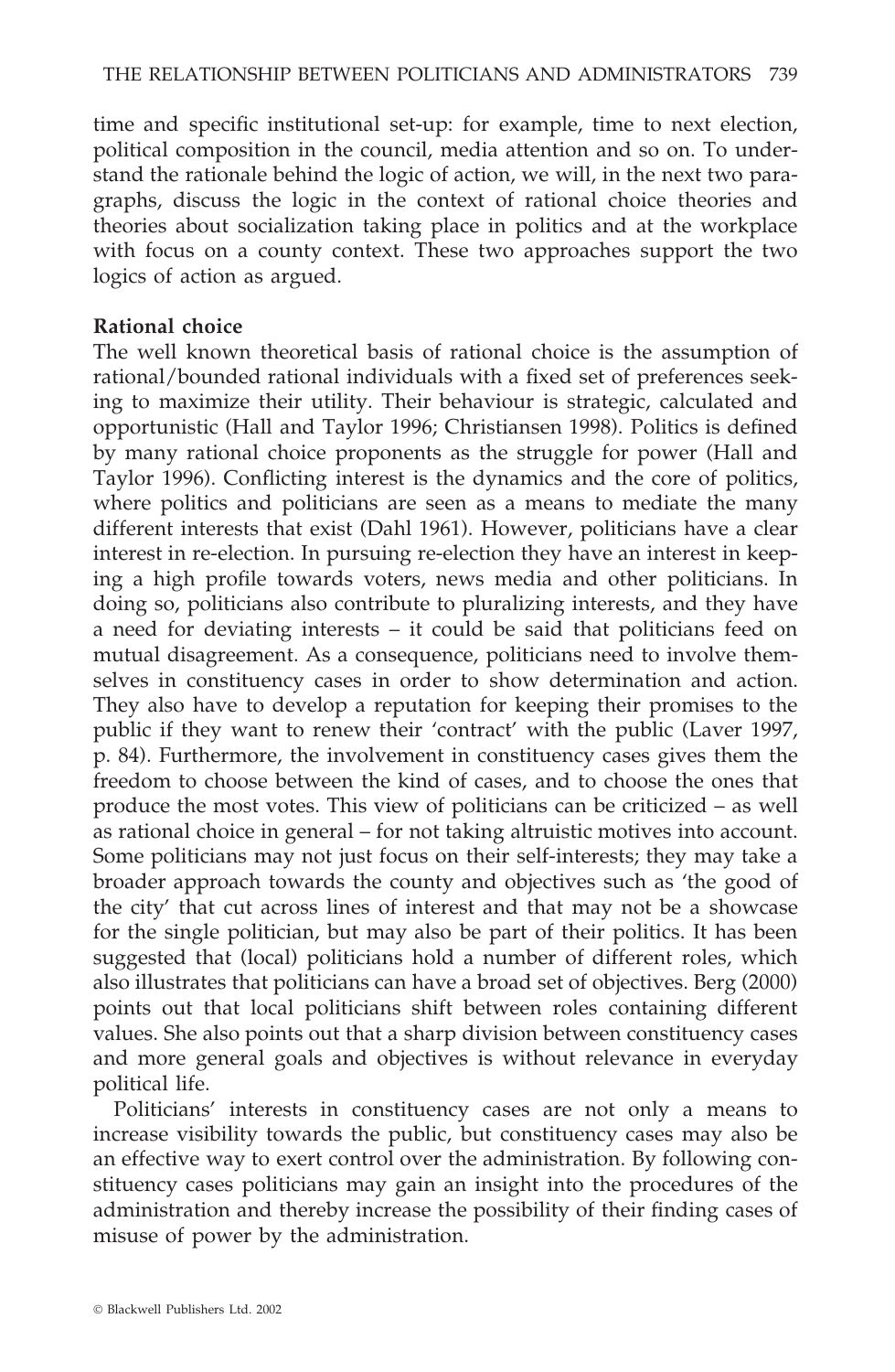time and specific institutional set-up: for example, time to next election, political composition in the council, media attention and so on. To understand the rationale behind the logic of action, we will, in the next two paragraphs, discuss the logic in the context of rational choice theories and theories about socialization taking place in politics and at the workplace with focus on a county context. These two approaches support the two logics of action as argued.

**Rational choice**

The well known theoretical basis of rational choice is the assumption of rational/bounded rational individuals with a fixed set of preferences seeking to maximize their utility. Their behaviour is strategic, calculated and opportunistic (Hall and Taylor 1996; Christiansen 1998). Politics is defined by many rational choice proponents as the struggle for power (Hall and Taylor 1996). Conflicting interest is the dynamics and the core of politics, where politics and politicians are seen as a means to mediate the many different interests that exist (Dahl 1961). However, politicians have a clear interest in re-election. In pursuing re-election they have an interest in keeping a high profile towards voters, news media and other politicians. In doing so, politicians also contribute to pluralizing interests, and they have a need for deviating interests – it could be said that politicians feed on mutual disagreement. As a consequence, politicians need to involve themselves in constituency cases in order to show determination and action. They also have to develop a reputation for keeping their promises to the public if they want to renew their 'contract' with the public (Laver 1997, p. 84). Furthermore, the involvement in constituency cases gives them the freedom to choose between the kind of cases, and to choose the ones that produce the most votes. This view of politicians can be criticized – as well as rational choice in general – for not taking altruistic motives into account. Some politicians may not just focus on their self-interests; they may take a broader approach towards the county and objectives such as 'the good of the city' that cut across lines of interest and that may not be a showcase for the single politician, but may also be part of their politics. It has been suggested that (local) politicians hold a number of different roles, which also illustrates that politicians can have a broad set of objectives. Berg (2000) points out that local politicians shift between roles containing different values. She also points out that a sharp division between constituency cases and more general goals and objectives is without relevance in everyday political life.

Politicians' interests in constituency cases are not only a means to increase visibility towards the public, but constituency cases may also be an effective way to exert control over the administration. By following constituency cases politicians may gain an insight into the procedures of the administration and thereby increase the possibility of their finding cases of misuse of power by the administration.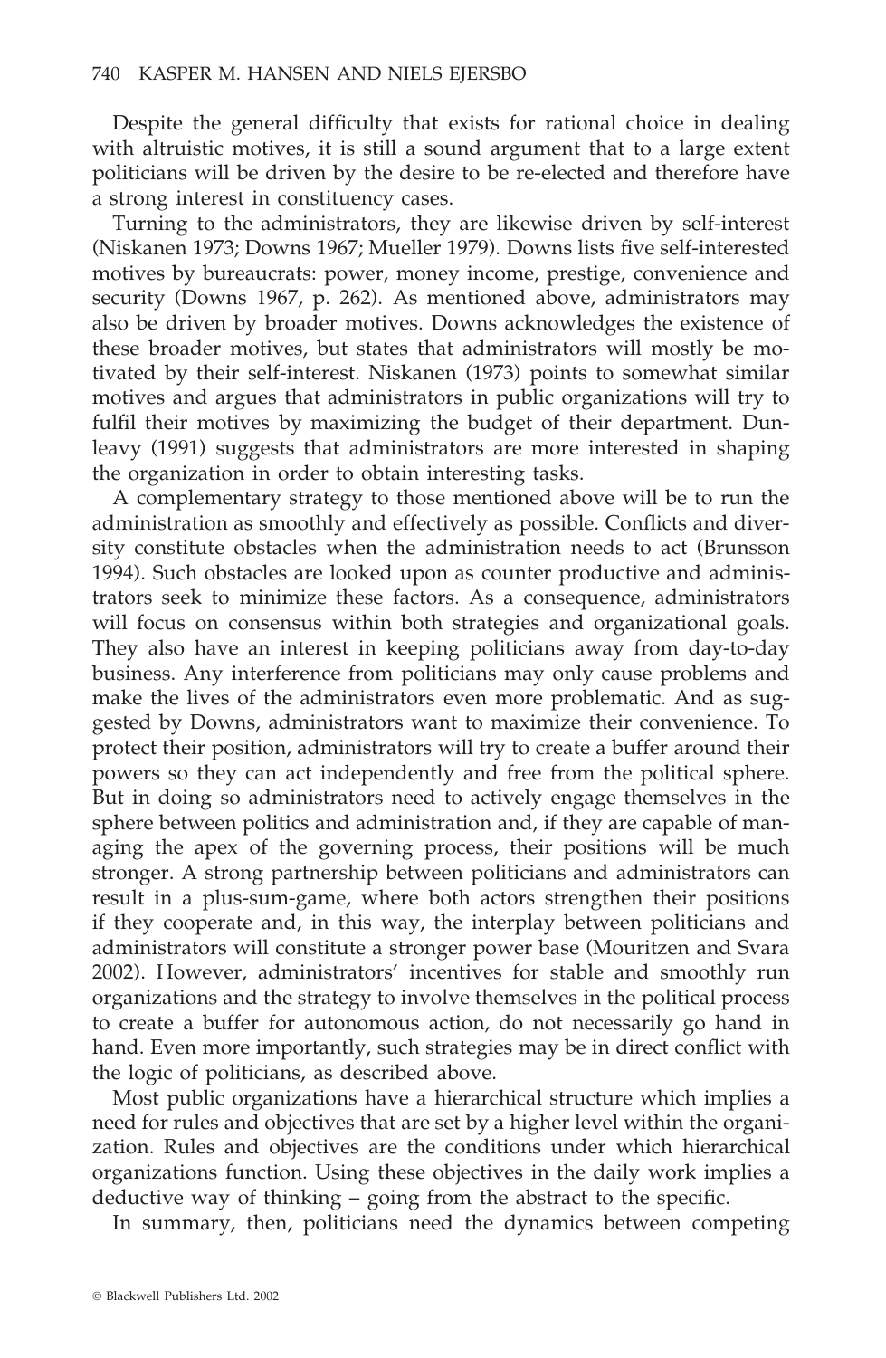Despite the general difficulty that exists for rational choice in dealing with altruistic motives, it is still a sound argument that to a large extent politicians will be driven by the desire to be re-elected and therefore have a strong interest in constituency cases.

Turning to the administrators, they are likewise driven by self-interest (Niskanen 1973; Downs 1967; Mueller 1979). Downs lists five self-interested motives by bureaucrats: power, money income, prestige, convenience and security (Downs 1967, p. 262). As mentioned above, administrators may also be driven by broader motives. Downs acknowledges the existence of these broader motives, but states that administrators will mostly be motivated by their self-interest. Niskanen (1973) points to somewhat similar motives and argues that administrators in public organizations will try to fulfil their motives by maximizing the budget of their department. Dunleavy (1991) suggests that administrators are more interested in shaping the organization in order to obtain interesting tasks.

A complementary strategy to those mentioned above will be to run the administration as smoothly and effectively as possible. Conflicts and diversity constitute obstacles when the administration needs to act (Brunsson 1994). Such obstacles are looked upon as counter productive and administrators seek to minimize these factors. As a consequence, administrators will focus on consensus within both strategies and organizational goals. They also have an interest in keeping politicians away from day-to-day business. Any interference from politicians may only cause problems and make the lives of the administrators even more problematic. And as suggested by Downs, administrators want to maximize their convenience. To protect their position, administrators will try to create a buffer around their powers so they can act independently and free from the political sphere. But in doing so administrators need to actively engage themselves in the sphere between politics and administration and, if they are capable of managing the apex of the governing process, their positions will be much stronger. A strong partnership between politicians and administrators can result in a plus-sum-game, where both actors strengthen their positions if they cooperate and, in this way, the interplay between politicians and administrators will constitute a stronger power base (Mouritzen and Svara 2002). However, administrators' incentives for stable and smoothly run organizations and the strategy to involve themselves in the political process to create a buffer for autonomous action, do not necessarily go hand in hand. Even more importantly, such strategies may be in direct conflict with the logic of politicians, as described above.

Most public organizations have a hierarchical structure which implies a need for rules and objectives that are set by a higher level within the organization. Rules and objectives are the conditions under which hierarchical organizations function. Using these objectives in the daily work implies a deductive way of thinking – going from the abstract to the specific.

In summary, then, politicians need the dynamics between competing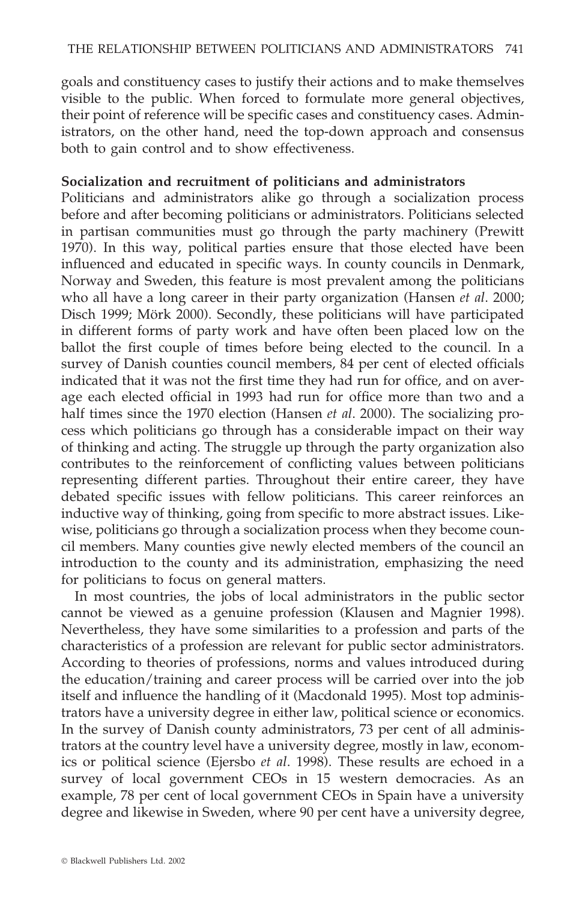goals and constituency cases to justify their actions and to make themselves visible to the public. When forced to formulate more general objectives, their point of reference will be specific cases and constituency cases. Administrators, on the other hand, need the top-down approach and consensus both to gain control and to show effectiveness.

**Socialization and recruitment of politicians and administrators**

Politicians and administrators alike go through a socialization process before and after becoming politicians or administrators. Politicians selected in partisan communities must go through the party machinery (Prewitt 1970). In this way, political parties ensure that those elected have been influenced and educated in specific ways. In county councils in Denmark, Norway and Sweden, this feature is most prevalent among the politicians who all have a long career in their party organization (Hansen *et al*. 2000; Disch 1999; Mörk 2000). Secondly, these politicians will have participated in different forms of party work and have often been placed low on the ballot the first couple of times before being elected to the council. In a survey of Danish counties council members, 84 per cent of elected officials indicated that it was not the first time they had run for office, and on average each elected official in 1993 had run for office more than two and a half times since the 1970 election (Hansen *et al*. 2000). The socializing process which politicians go through has a considerable impact on their way of thinking and acting. The struggle up through the party organization also contributes to the reinforcement of conflicting values between politicians representing different parties. Throughout their entire career, they have debated specific issues with fellow politicians. This career reinforces an inductive way of thinking, going from specific to more abstract issues. Likewise, politicians go through a socialization process when they become council members. Many counties give newly elected members of the council an introduction to the county and its administration, emphasizing the need for politicians to focus on general matters.

In most countries, the jobs of local administrators in the public sector cannot be viewed as a genuine profession (Klausen and Magnier 1998). Nevertheless, they have some similarities to a profession and parts of the characteristics of a profession are relevant for public sector administrators. According to theories of professions, norms and values introduced during the education/training and career process will be carried over into the job itself and influence the handling of it (Macdonald 1995). Most top administrators have a university degree in either law, political science or economics. In the survey of Danish county administrators, 73 per cent of all administrators at the country level have a university degree, mostly in law, economics or political science (Ejersbo *et al*. 1998). These results are echoed in a survey of local government CEOs in 15 western democracies. As an example, 78 per cent of local government CEOs in Spain have a university degree and likewise in Sweden, where 90 per cent have a university degree,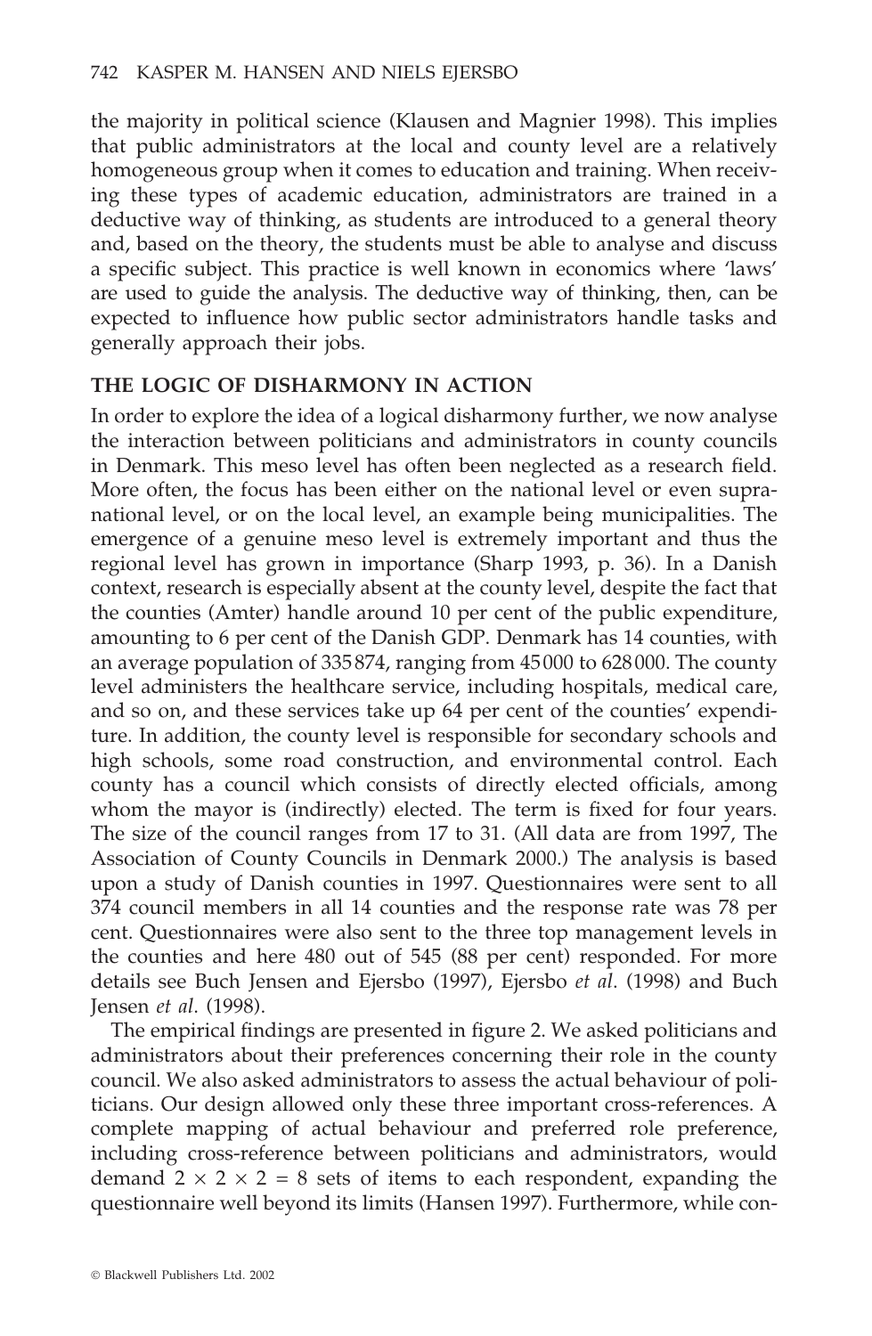the majority in political science (Klausen and Magnier 1998). This implies that public administrators at the local and county level are a relatively homogeneous group when it comes to education and training. When receiving these types of academic education, administrators are trained in a deductive way of thinking, as students are introduced to a general theory and, based on the theory, the students must be able to analyse and discuss a specific subject. This practice is well known in economics where 'laws' are used to guide the analysis. The deductive way of thinking, then, can be expected to influence how public sector administrators handle tasks and generally approach their jobs.

## THE LOGIC OF DISHARMONY IN ACTION

In order to explore the idea of a logical disharmony further, we now analyse the interaction between politicians and administrators in county councils in Denmark. This meso level has often been neglected as a research field. More often, the focus has been either on the national level or even supranational level, or on the local level, an example being municipalities. The emergence of a genuine meso level is extremely important and thus the regional level has grown in importance (Sharp 1993, p. 36). In a Danish context, research is especially absent at the county level, despite the fact that the counties (Amter) handle around 10 per cent of the public expenditure, amounting to 6 per cent of the Danish GDP. Denmark has 14 counties, with an average population of 335 874, ranging from 45 000 to 628 000. The county level administers the healthcare service, including hospitals, medical care, and so on, and these services take up 64 per cent of the counties' expenditure. In addition, the county level is responsible for secondary schools and high schools, some road construction, and environmental control. Each county has a council which consists of directly elected officials, among whom the mayor is (indirectly) elected. The term is fixed for four years. The size of the council ranges from 17 to 31. (All data are from 1997, The Association of County Councils in Denmark 2000.) The analysis is based upon a study of Danish counties in 1997. Questionnaires were sent to all 374 council members in all 14 counties and the response rate was 78 per cent. Questionnaires were also sent to the three top management levels in the counties and here 480 out of 545 (88 per cent) responded. For more details see Buch Jensen and Ejersbo (1997), Ejersbo *et al*. (1998) and Buch Jensen *et al*. (1998).

The empirical findings are presented in figure 2. We asked politicians and administrators about their preferences concerning their role in the county council. We also asked administrators to assess the actual behaviour of politicians. Our design allowed only these three important cross-references. A complete mapping of actual behaviour and preferred role preference, including cross-reference between politicians and administrators, would demand $2 \times 2 \times 2 = 8$ sets of items to each respondent, expanding the questionnaire well beyond its limits (Hansen 1997). Furthermore, while con-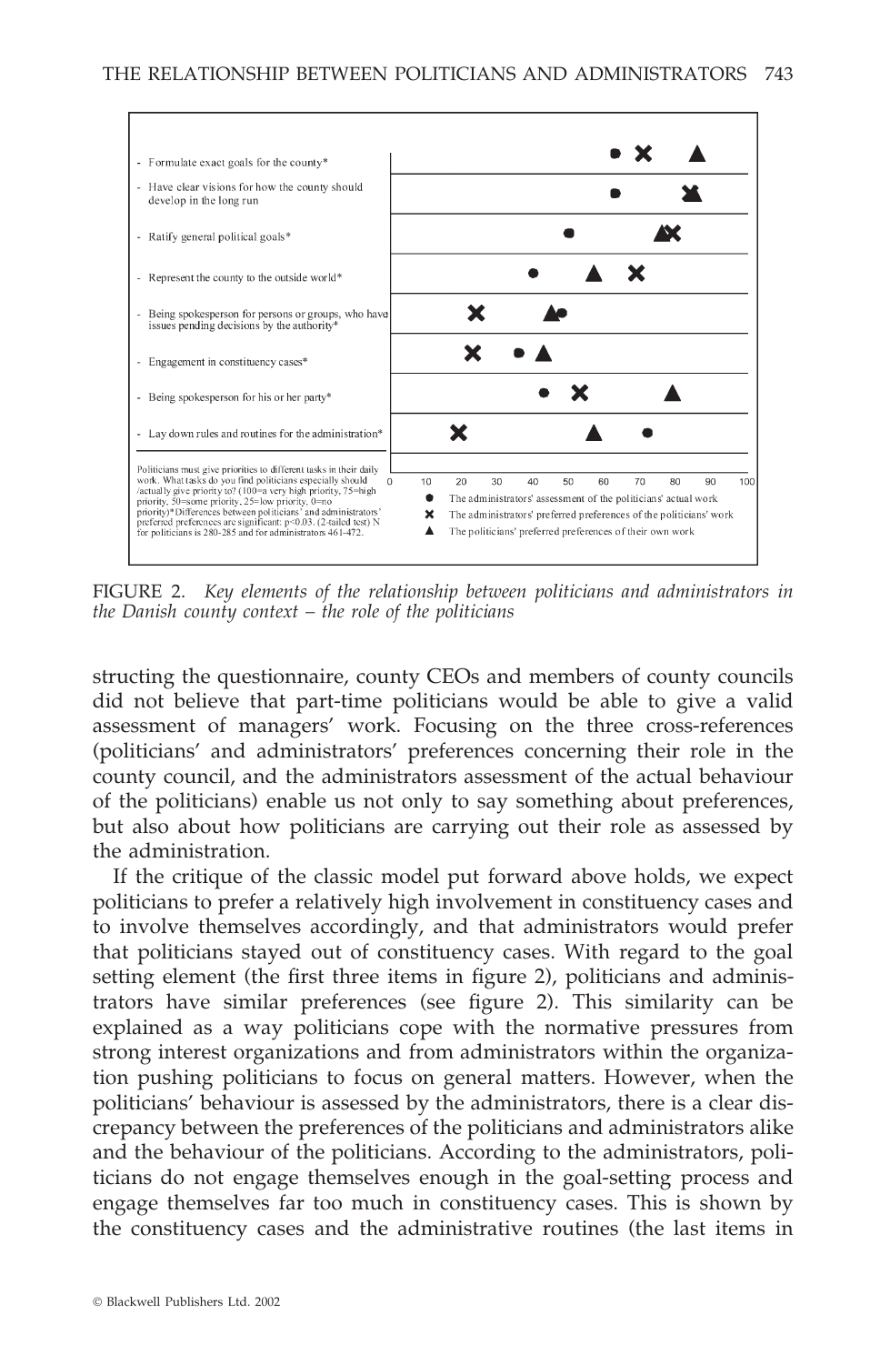- Formulate exact goals for the county*
- Have clear visions for how the county should develop in the long run
- Ratify general political goals*
- Represent the county to the outside world*
- Being spokesperson for persons or groups, who have issues pending decisions by the authority*
- Engagement in constituency cases*
- Being spokesperson for his or her party*
- Lay down rules and routines for the administration*

Politicians must give priorities to different tasks in their daily work. What tasks do you find politicians especially should /actually give priority to? (100=a very high priority, 75=high priority, 50=some priority, 25=low priority, 0=no priority)*Differences between politicians' and administrators' preferred preferences are significant: $p<0.03$. (2-tailed test) N for politicians is 280-285 and for administrators 461-472.

0 10 20 30 40 50 60 70 80 90 100

● The administrators' assessment of the politicians' actual work

✖ The administrators' preferred preferences of the politicians' work

▲ The politicians' preferred preferences of their own work

FIGURE 2. *Key elements of the relationship between politicians and administrators in the Danish county context – the role of the politicians*

structing the questionnaire, county CEOs and members of county councils did not believe that part-time politicians would be able to give a valid assessment of managers' work. Focusing on the three cross-references (politicians' and administrators' preferences concerning their role in the county council, and the administrators assessment of the actual behaviour of the politicians) enable us not only to say something about preferences, but also about how politicians are carrying out their role as assessed by the administration.

If the critique of the classic model put forward above holds, we expect politicians to prefer a relatively high involvement in constituency cases and to involve themselves accordingly, and that administrators would prefer that politicians stayed out of constituency cases. With regard to the goal setting element (the first three items in figure 2), politicians and administrators have similar preferences (see figure 2). This similarity can be explained as a way politicians cope with the normative pressures from strong interest organizations and from administrators within the organization pushing politicians to focus on general matters. However, when the politicians' behaviour is assessed by the administrators, there is a clear discrepancy between the preferences of the politicians and administrators alike and the behaviour of the politicians. According to the administrators, politicians do not engage themselves enough in the goal-setting process and engage themselves far too much in constituency cases. This is shown by the constituency cases and the administrative routines (the last items in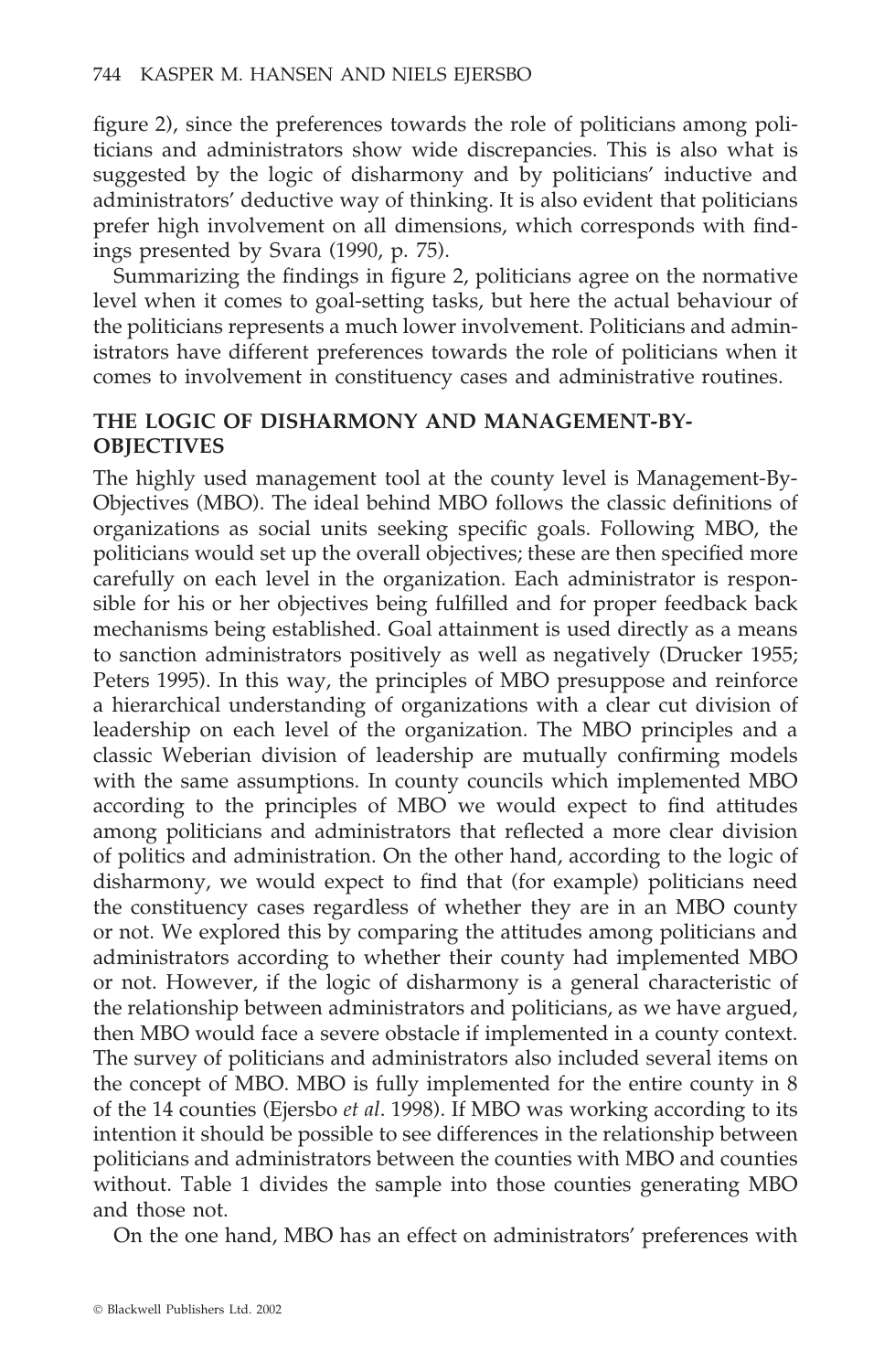figure 2), since the preferences towards the role of politicians among politicians and administrators show wide discrepancies. This is also what is suggested by the logic of disharmony and by politicians' inductive and administrators' deductive way of thinking. It is also evident that politicians prefer high involvement on all dimensions, which corresponds with findings presented by Svara (1990, p. 75).

Summarizing the findings in figure 2, politicians agree on the normative level when it comes to goal-setting tasks, but here the actual behaviour of the politicians represents a much lower involvement. Politicians and administrators have different preferences towards the role of politicians when it comes to involvement in constituency cases and administrative routines.

## THE LOGIC OF DISHARMONY AND MANAGEMENT-BY-OBJECTIVES

The highly used management tool at the county level is Management-By-Objectives (MBO). The ideal behind MBO follows the classic definitions of organizations as social units seeking specific goals. Following MBO, the politicians would set up the overall objectives; these are then specified more carefully on each level in the organization. Each administrator is responsible for his or her objectives being fulfilled and for proper feedback back mechanisms being established. Goal attainment is used directly as a means to sanction administrators positively as well as negatively (Drucker 1955; Peters 1995). In this way, the principles of MBO presuppose and reinforce a hierarchical understanding of organizations with a clear cut division of leadership on each level of the organization. The MBO principles and a classic Weberian division of leadership are mutually confirming models with the same assumptions. In county councils which implemented MBO according to the principles of MBO we would expect to find attitudes among politicians and administrators that reflected a more clear division of politics and administration. On the other hand, according to the logic of disharmony, we would expect to find that (for example) politicians need the constituency cases regardless of whether they are in an MBO county or not. We explored this by comparing the attitudes among politicians and administrators according to whether their county had implemented MBO or not. However, if the logic of disharmony is a general characteristic of the relationship between administrators and politicians, as we have argued, then MBO would face a severe obstacle if implemented in a county context. The survey of politicians and administrators also included several items on the concept of MBO. MBO is fully implemented for the entire county in 8 of the 14 counties (Ejersbo *et al*. 1998). If MBO was working according to its intention it should be possible to see differences in the relationship between politicians and administrators between the counties with MBO and counties without. Table 1 divides the sample into those counties generating MBO and those not.

On the one hand, MBO has an effect on administrators' preferences with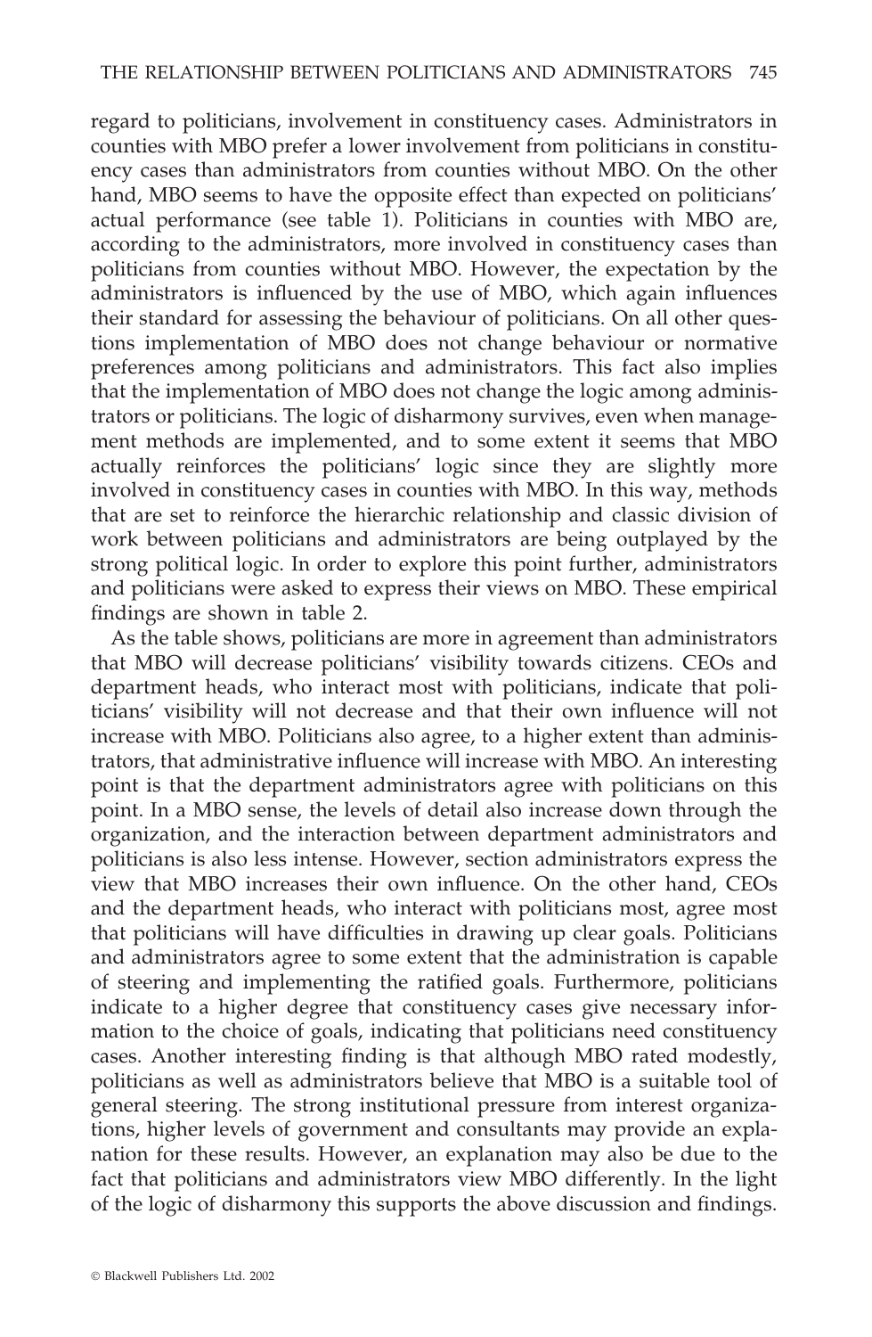regard to politicians, involvement in constituency cases. Administrators in counties with MBO prefer a lower involvement from politicians in constituency cases than administrators from counties without MBO. On the other hand, MBO seems to have the opposite effect than expected on politicians' actual performance (see table 1). Politicians in counties with MBO are, according to the administrators, more involved in constituency cases than politicians from counties without MBO. However, the expectation by the administrators is influenced by the use of MBO, which again influences their standard for assessing the behaviour of politicians. On all other questions implementation of MBO does not change behaviour or normative preferences among politicians and administrators. This fact also implies that the implementation of MBO does not change the logic among administrators or politicians. The logic of disharmony survives, even when management methods are implemented, and to some extent it seems that MBO actually reinforces the politicians' logic since they are slightly more involved in constituency cases in counties with MBO. In this way, methods that are set to reinforce the hierarchic relationship and classic division of work between politicians and administrators are being outplayed by the strong political logic. In order to explore this point further, administrators and politicians were asked to express their views on MBO. These empirical findings are shown in table 2.

As the table shows, politicians are more in agreement than administrators that MBO will decrease politicians' visibility towards citizens. CEOs and department heads, who interact most with politicians, indicate that politicians' visibility will not decrease and that their own influence will not increase with MBO. Politicians also agree, to a higher extent than administrators, that administrative influence will increase with MBO. An interesting point is that the department administrators agree with politicians on this point. In a MBO sense, the levels of detail also increase down through the organization, and the interaction between department administrators and politicians is also less intense. However, section administrators express the view that MBO increases their own influence. On the other hand, CEOs and the department heads, who interact with politicians most, agree most that politicians will have difficulties in drawing up clear goals. Politicians and administrators agree to some extent that the administration is capable of steering and implementing the ratified goals. Furthermore, politicians indicate to a higher degree that constituency cases give necessary information to the choice of goals, indicating that politicians need constituency cases. Another interesting finding is that although MBO rated modestly, politicians as well as administrators believe that MBO is a suitable tool of general steering. The strong institutional pressure from interest organizations, higher levels of government and consultants may provide an explanation for these results. However, an explanation may also be due to the fact that politicians and administrators view MBO differently. In the light of the logic of disharmony this supports the above discussion and findings.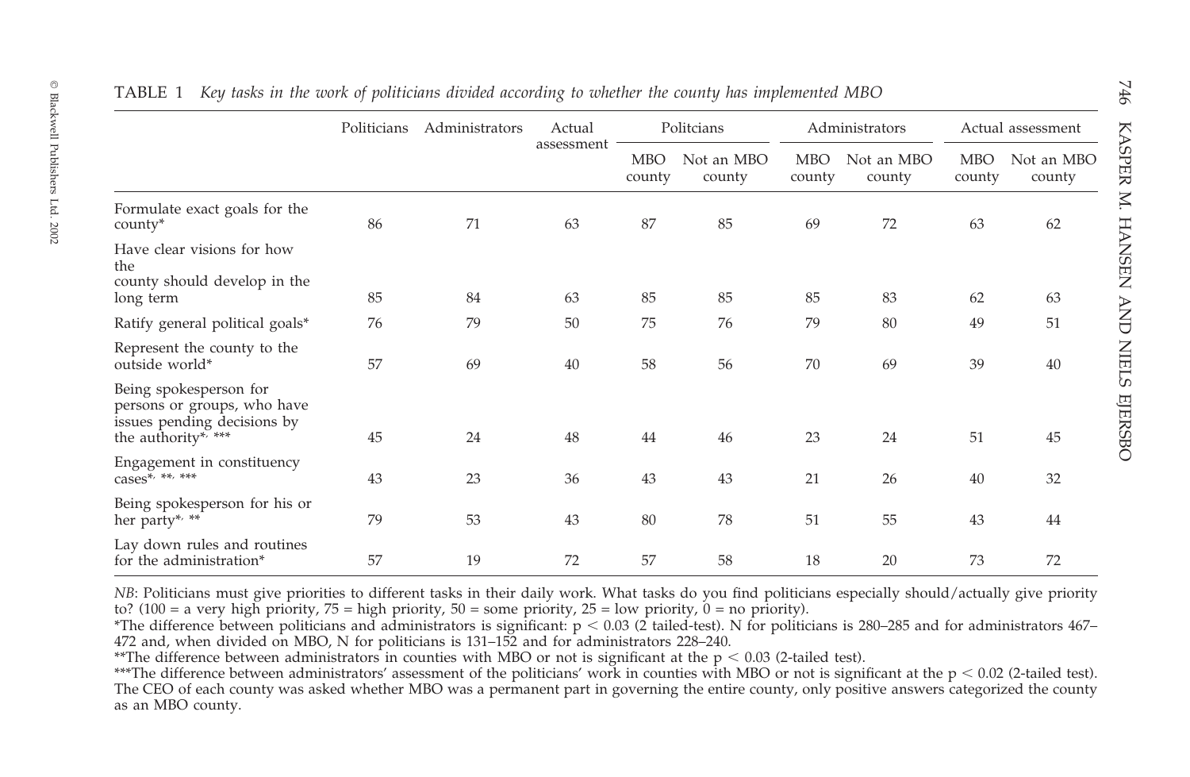TABLE 1 *Key tasks in the work of politicians divided according to whether the county has implemented MBO*

| | Politicians | Administrators | Actual assessment | Politcians | | Administrators | | Actual assessment | |
|---|---|---|---|---|---|---|---|---|---|
| | | | | MBO county | Not an MBO county | MBO county | Not an MBO county | MBO county | Not an MBO county |
| Formulate exact goals for the county* | 86 | 71 | 63 | 87 | 85 | 69 | 72 | 63 | 62 |
| Have clear visions for how the county should develop in the long term | 85 | 84 | 63 | 85 | 85 | 85 | 83 | 62 | 63 |
| Ratify general political goals* | 76 | 79 | 50 | 75 | 76 | 79 | 80 | 49 | 51 |
| Represent the county to the outside world* | 57 | 69 | 40 | 58 | 56 | 70 | 69 | 39 | 40 |
| Being spokesperson for persons or groups, who have issues pending decisions by the authority*, *** | 45 | 24 | 48 | 44 | 46 | 23 | 24 | 51 | 45 |
| Engagement in constituency cases*, **, *** | 43 | 23 | 36 | 43 | 43 | 21 | 26 | 40 | 32 |
| Being spokesperson for his or her party*, ** | 79 | 53 | 43 | 80 | 78 | 51 | 55 | 43 | 44 |
| Lay down rules and routines for the administration* | 57 | 19 | 72 | 57 | 58 | 18 | 20 | 73 | 72 |

*NB*: Politicians must give priorities to different tasks in their daily work. What tasks do you find politicians especially should/actually give priority to? (100 = a very high priority, 75 = high priority, 50 = some priority, 25 = low priority, 0 = no priority).

*The difference between politicians and administrators is significant: $p < 0.03$ (2 tailed-test). N for politicians is 280–285 and for administrators 467–472 and, when divided on MBO, N for politicians is 131–152 and for administrators 228–240.

**The difference between administrators in counties with MBO or not is significant at the $p < 0.03$ (2-tailed test).

***The difference between administrators' assessment of the politicians' work in counties with MBO or not is significant at the $p < 0.02$ (2-tailed test). The CEO of each county was asked whether MBO was a permanent part in governing the entire county, only positive answers categorized the county as an MBO county.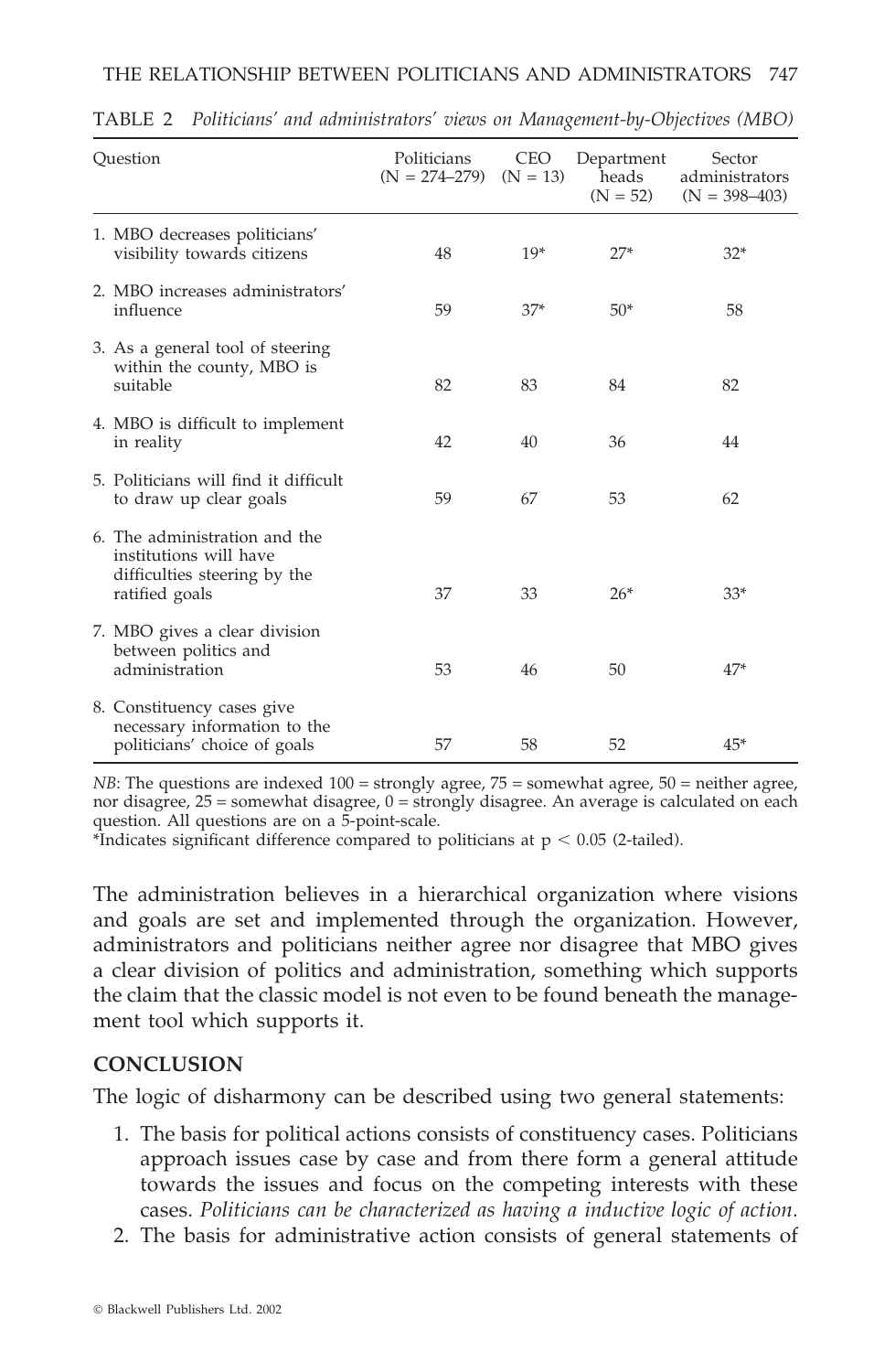TABLE 2 *Politicians' and administrators' views on Management-by-Objectives (MBO)*

| Question | Politicians (N = 274–279) | CEO (N = 13) | Department heads (N = 52) | Sector administrators (N = 398–403) |
|---|---|---|---|---|
| 1. MBO decreases politicians' visibility towards citizens | 48 | 19* | 27* | 32* |
| 2. MBO increases administrators' influence | 59 | 37* | 50* | 58 |
| 3. As a general tool of steering within the county, MBO is suitable | 82 | 83 | 84 | 82 |
| 4. MBO is difficult to implement in reality | 42 | 40 | 36 | 44 |
| 5. Politicians will find it difficult to draw up clear goals | 59 | 67 | 53 | 62 |
| 6. The administration and the institutions will have difficulties steering by the ratified goals | 37 | 33 | 26* | 33* |
| 7. MBO gives a clear division between politics and administration | 53 | 46 | 50 | 47* |
| 8. Constituency cases give necessary information to the politicians' choice of goals | 57 | 58 | 52 | 45* |

*NB*: The questions are indexed 100 = strongly agree, 75 = somewhat agree, 50 = neither agree, nor disagree, 25 = somewhat disagree, 0 = strongly disagree. An average is calculated on each question. All questions are on a 5-point-scale.
*Indicates significant difference compared to politicians at $p < 0.05$ (2-tailed).

The administration believes in a hierarchical organization where visions and goals are set and implemented through the organization. However, administrators and politicians neither agree nor disagree that MBO gives a clear division of politics and administration, something which supports the claim that the classic model is not even to be found beneath the management tool which supports it.

## CONCLUSION

The logic of disharmony can be described using two general statements:

1. The basis for political actions consists of constituency cases. Politicians approach issues case by case and from there form a general attitude towards the issues and focus on the competing interests with these cases. *Politicians can be characterized as having a inductive logic of action.*
2. The basis for administrative action consists of general statements of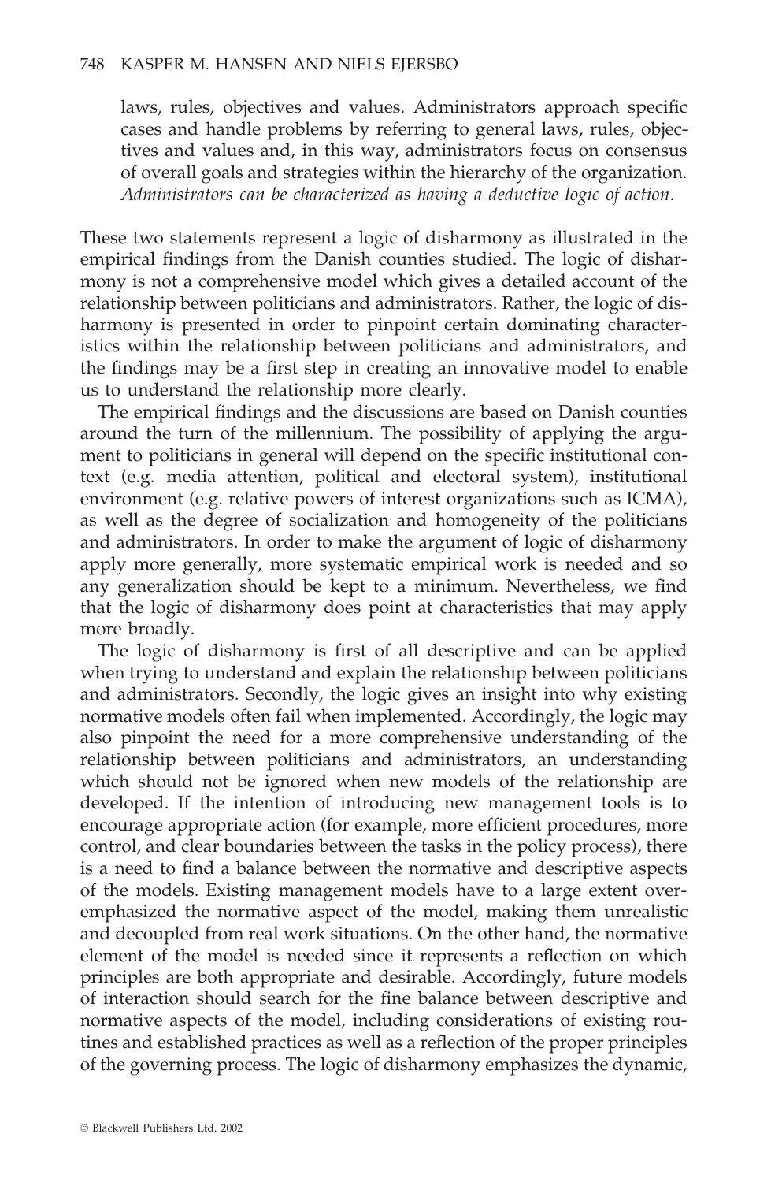laws, rules, objectives and values. Administrators approach specific cases and handle problems by referring to general laws, rules, objectives and values and, in this way, administrators focus on consensus of overall goals and strategies within the hierarchy of the organization. *Administrators can be characterized as having a deductive logic of action.*

These two statements represent a logic of disharmony as illustrated in the empirical findings from the Danish counties studied. The logic of disharmony is not a comprehensive model which gives a detailed account of the relationship between politicians and administrators. Rather, the logic of disharmony is presented in order to pinpoint certain dominating characteristics within the relationship between politicians and administrators, and the findings may be a first step in creating an innovative model to enable us to understand the relationship more clearly.

The empirical findings and the discussions are based on Danish counties around the turn of the millennium. The possibility of applying the argument to politicians in general will depend on the specific institutional context (e.g. media attention, political and electoral system), institutional environment (e.g. relative powers of interest organizations such as ICMA), as well as the degree of socialization and homogeneity of the politicians and administrators. In order to make the argument of logic of disharmony apply more generally, more systematic empirical work is needed and so any generalization should be kept to a minimum. Nevertheless, we find that the logic of disharmony does point at characteristics that may apply more broadly.

The logic of disharmony is first of all descriptive and can be applied when trying to understand and explain the relationship between politicians and administrators. Secondly, the logic gives an insight into why existing normative models often fail when implemented. Accordingly, the logic may also pinpoint the need for a more comprehensive understanding of the relationship between politicians and administrators, an understanding which should not be ignored when new models of the relationship are developed. If the intention of introducing new management tools is to encourage appropriate action (for example, more efficient procedures, more control, and clear boundaries between the tasks in the policy process), there is a need to find a balance between the normative and descriptive aspects of the models. Existing management models have to a large extent overemphasized the normative aspect of the model, making them unrealistic and decoupled from real work situations. On the other hand, the normative element of the model is needed since it represents a reflection on which principles are both appropriate and desirable. Accordingly, future models of interaction should search for the fine balance between descriptive and normative aspects of the model, including considerations of existing routines and established practices as well as a reflection of the proper principles of the governing process. The logic of disharmony emphasizes the dynamic,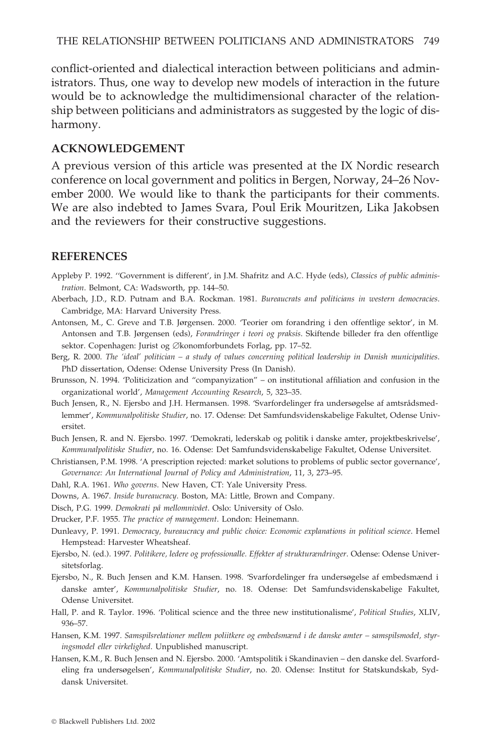conflict-oriented and dialectical interaction between politicians and administrators. Thus, one way to develop new models of interaction in the future would be to acknowledge the multidimensional character of the relationship between politicians and administrators as suggested by the logic of disharmony.

## ACKNOWLEDGEMENT

A previous version of this article was presented at the IX Nordic research conference on local government and politics in Bergen, Norway, 24–26 November 2000. We would like to thank the participants for their comments. We are also indebted to James Svara, Poul Erik Mouritzen, Lika Jakobsen and the reviewers for their constructive suggestions.

## REFERENCES

Appleby P. 1992. ''Government is different', in J.M. Shafritz and A.C. Hyde (eds), *Classics of public administration*. Belmont, CA: Wadsworth, pp. 144–50.

Aberbach, J.D., R.D. Putnam and B.A. Rockman. 1981. *Bureaucrats and politicians in western democracies*. Cambridge, MA: Harvard University Press.

Antonsen, M., C. Greve and T.B. Jørgensen. 2000. 'Teorier om forandring i den offentlige sektor', in M. Antonsen and T.B. Jørgensen (eds), *Forandringer i teori og praksis*. Skiftende billeder fra den offentlige sektor. Copenhagen: Jurist og ∅konomforbundets Forlag, pp. 17–52.

Berg, R. 2000. *The 'ideal' politician – a study of values concerning political leadership in Danish municipalities*. PhD dissertation, Odense: Odense University Press (In Danish).

Brunsson, N. 1994. 'Politicization and "companyization" – on institutional affiliation and confusion in the organizational world', *Management Accounting Research*, 5, 323–35.

Buch Jensen, R., N. Ejersbo and J.H. Hermansen. 1998. 'Svarfordelinger fra undersøgelse af amtsrådsmedlemmer', *Kommunalpolitiske Studier*, no. 17. Odense: Det Samfundsvidenskabelige Fakultet, Odense Universitet.

Buch Jensen, R. and N. Ejersbo. 1997. 'Demokrati, lederskab og politik i danske amter, projektbeskrivelse', *Kommunalpolitiske Studier*, no. 16. Odense: Det Samfundsvidenskabelige Fakultet, Odense Universitet.

Christiansen, P.M. 1998. 'A prescription rejected: market solutions to problems of public sector governance', *Governance: An International Journal of Policy and Administration*, 11, 3, 273–95.

Dahl, R.A. 1961. *Who governs*. New Haven, CT: Yale University Press.

Downs, A. 1967. *Inside bureaucracy*. Boston, MA: Little, Brown and Company.

Disch, P.G. 1999. *Demokrati på mellomnivået*. Oslo: University of Oslo.

Drucker, P.F. 1955. *The practice of management*. London: Heinemann.

Dunleavy, P. 1991. *Democracy, bureaucracy and public choice: Economic explanations in political science*. Hemel Hempstead: Harvester Wheatsheaf.

Ejersbo, N. (ed.). 1997. *Politikere, ledere og professionalle. Effekter af strukturændringer*. Odense: Odense Universitetsforlag.

Ejersbo, N., R. Buch Jensen and K.M. Hansen. 1998. 'Svarfordelinger fra undersøgelse af embedsmænd i danske amter', *Kommunalpolitiske Studier*, no. 18. Odense: Det Samfundsvidenskabelige Fakultet, Odense Universitet.

Hall, P. and R. Taylor. 1996. 'Political science and the three new institutionalisme', *Political Studies*, XLIV, 936–57.

Hansen, K.M. 1997. *Samspilsrelationer mellem poliitkere og embedsmænd i de danske amter – samspilsmodel, styringsmodel eller virkelighed*. Unpublished manuscript.

Hansen, K.M., R. Buch Jensen and N. Ejersbo. 2000. 'Amtspolitik i Skandinavien – den danske del. Svarfordeling fra undersøgelsen', *Kommunalpolitiske Studier*, no. 20. Odense: Institut for Statskundskab, Syddansk Universitet.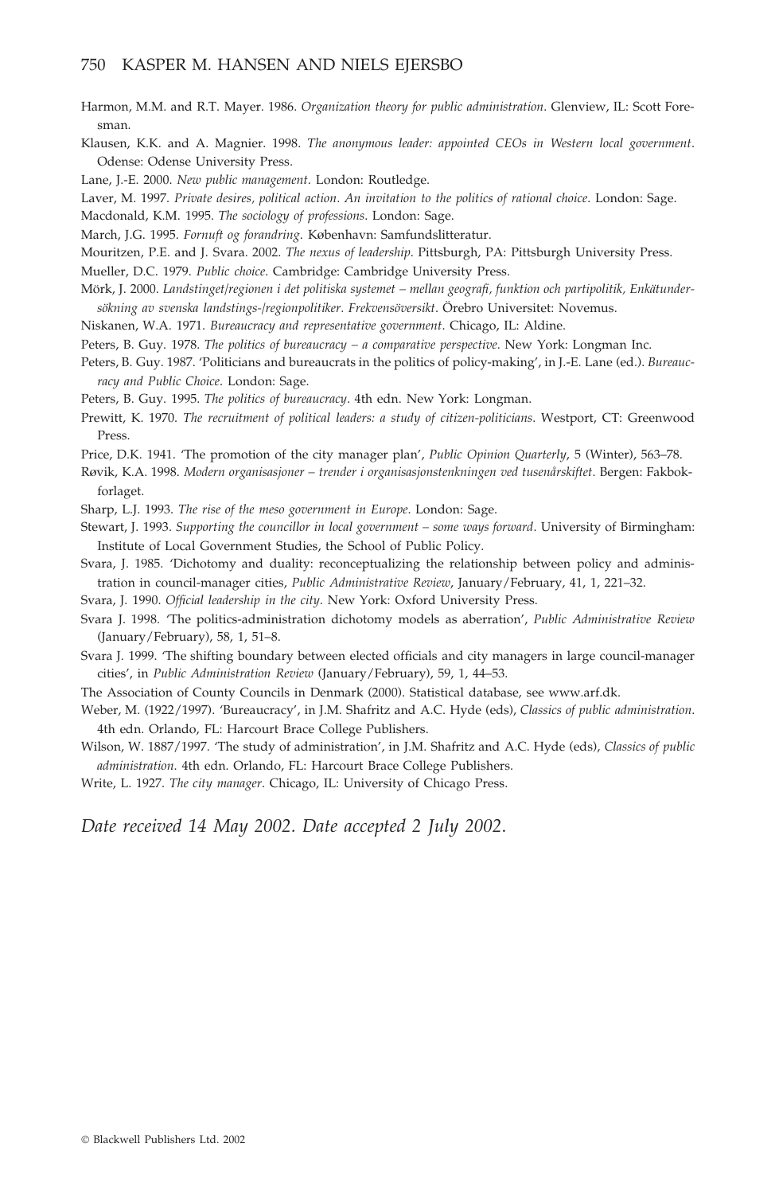Harmon, M.M. and R.T. Mayer. 1986. *Organization theory for public administration*. Glenview, IL: Scott Foresman.

Klausen, K.K. and A. Magnier. 1998. *The anonymous leader: appointed CEOs in Western local government*. Odense: Odense University Press.

Lane, J.-E. 2000. *New public management*. London: Routledge.

Laver, M. 1997. *Private desires, political action. An invitation to the politics of rational choice*. London: Sage.

Macdonald, K.M. 1995. *The sociology of professions*. London: Sage.

March, J.G. 1995. *Fornuft og forandring*. København: Samfundslitteratur.

Mouritzen, P.E. and J. Svara. 2002. *The nexus of leadership*. Pittsburgh, PA: Pittsburgh University Press.

Mueller, D.C. 1979. *Public choice*. Cambridge: Cambridge University Press.

Mörk, J. 2000. *Landstinget/regionen i det politiska systemet – mellan geografi, funktion och partipolitik, Enkätundersökning av svenska landstings-/regionpolitiker. Frekvensöversikt*. Örebro Universitet: Novemus.

Niskanen, W.A. 1971. *Bureaucracy and representative government*. Chicago, IL: Aldine.

Peters, B. Guy. 1978. *The politics of bureaucracy – a comparative perspective*. New York: Longman Inc.

Peters, B. Guy. 1987. 'Politicians and bureaucrats in the politics of policy-making', in J.-E. Lane (ed.). *Bureaucracy and Public Choice*. London: Sage.

Peters, B. Guy. 1995. *The politics of bureaucracy*. 4th edn. New York: Longman.

Prewitt, K. 1970. *The recruitment of political leaders: a study of citizen-politicians*. Westport, CT: Greenwood Press.

Price, D.K. 1941. 'The promotion of the city manager plan', *Public Opinion Quarterly*, 5 (Winter), 563–78.

Røvik, K.A. 1998. *Modern organisasjoner – trender i organisasjonstenkningen ved tusenårskiftet*. Bergen: Fakbokforlaget.

Sharp, L.J. 1993. *The rise of the meso government in Europe*. London: Sage.

Stewart, J. 1993. *Supporting the councillor in local government – some ways forward*. University of Birmingham: Institute of Local Government Studies, the School of Public Policy.

Svara, J. 1985. 'Dichotomy and duality: reconceptualizing the relationship between policy and administration in council-manager cities, *Public Administrative Review*, January/February, 41, 1, 221–32.

Svara, J. 1990. *Official leadership in the city*. New York: Oxford University Press.

Svara J. 1998. 'The politics-administration dichotomy models as aberration', *Public Administrative Review* (January/February), 58, 1, 51–8.

Svara J. 1999. 'The shifting boundary between elected officials and city managers in large council-manager cities', in *Public Administration Review* (January/February), 59, 1, 44–53.

The Association of County Councils in Denmark (2000). Statistical database, see www.arf.dk.

Weber, M. (1922/1997). 'Bureaucracy', in J.M. Shafritz and A.C. Hyde (eds), *Classics of public administration*. 4th edn. Orlando, FL: Harcourt Brace College Publishers.

Wilson, W. 1887/1997. 'The study of administration', in J.M. Shafritz and A.C. Hyde (eds), *Classics of public administration*. 4th edn. Orlando, FL: Harcourt Brace College Publishers.

Write, L. 1927. *The city manager*. Chicago, IL: University of Chicago Press.

*Date received 14 May 2002. Date accepted 2 July 2002.*